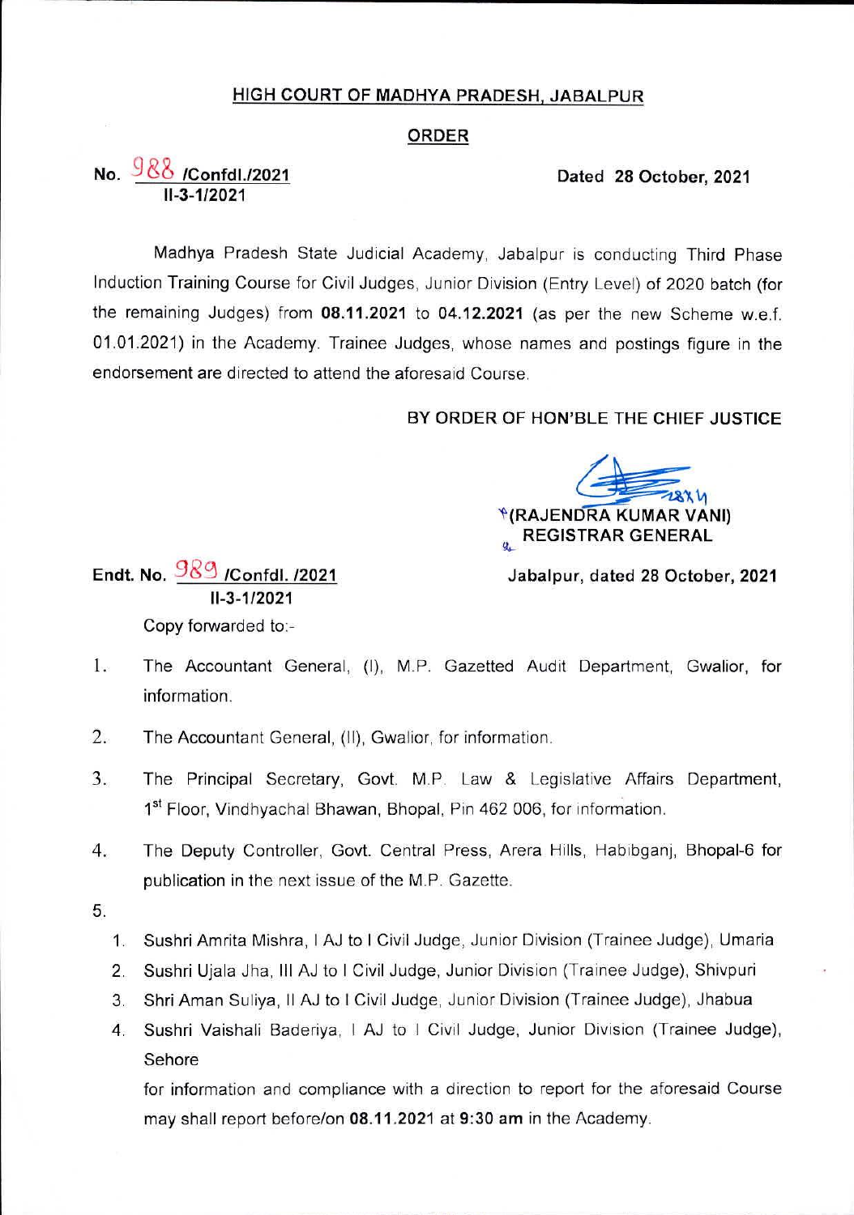# HIGH COURT OF MADHYA PRADESH, JABALPUR

## ORDER

**No. 988 /Confdl./2021**
**II-3-1/2021**

**Dated 28 October, 2021**

Madhya Pradesh State Judicial Academy, Jabalpur is conducting Third Phase Induction Training Course for Civil Judges, Junior Division (Entry Level) of 2020 batch (for the remaining Judges) from **08.11.2021** to **04.12.2021** (as per the new Scheme w.e.f. 01.01.2021) in the Academy. Trainee Judges, whose names and postings figure in the endorsement are directed to attend the aforesaid Course.

**BY ORDER OF HON'BLE THE CHIEF JUSTICE**

**(RAJENDRA KUMAR VANI)**
**REGISTRAR GENERAL**

**Endt. No. 989 /Confdl. /2021**
**II-3-1/2021**

**Jabalpur, dated 28 October, 2021**

Copy forwarded to:-

1. The Accountant General, (I), M.P. Gazetted Audit Department, Gwalior, for information.
2. The Accountant General, (II), Gwalior, for information.
3. The Principal Secretary, Govt. M.P. Law & Legislative Affairs Department, 1st Floor, Vindhyachal Bhawan, Bhopal, Pin 462 006, for information.
4. The Deputy Controller, Govt. Central Press, Arera Hills, Habibganj, Bhopal-6 for publication in the next issue of the M.P. Gazette.
5.
    1. Sushri Amrita Mishra, I AJ to I Civil Judge, Junior Division (Trainee Judge), Umaria
    2. Sushri Ujala Jha, III AJ to I Civil Judge, Junior Division (Trainee Judge), Shivpuri
    3. Shri Aman Suliya, II AJ to I Civil Judge, Junior Division (Trainee Judge), Jhabua
    4. Sushri Vaishali Baderiya, I AJ to I Civil Judge, Junior Division (Trainee Judge), Sehore

    for information and compliance with a direction to report for the aforesaid Course may shall report before/on **08.11.2021** at **9:30 am** in the Academy.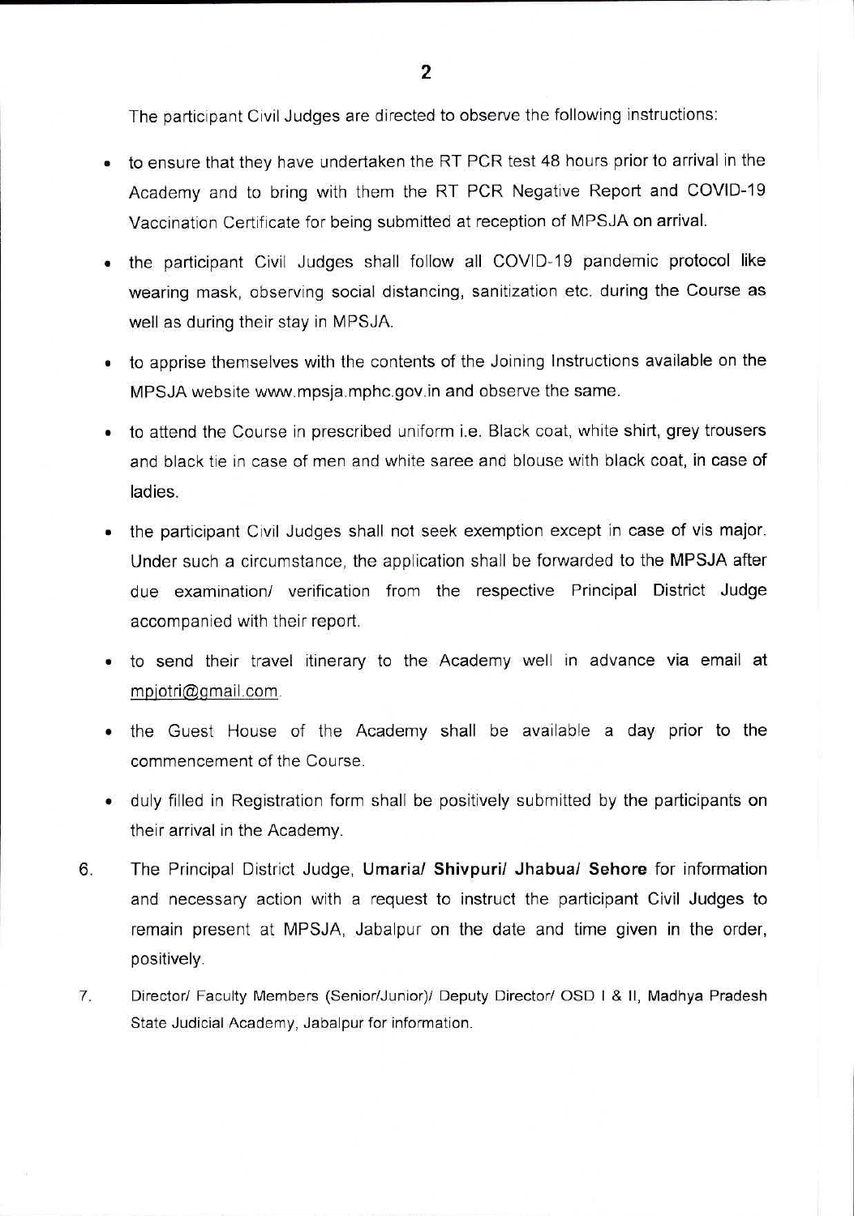The participant Civil Judges are directed to observe the following instructions:

- to ensure that they have undertaken the RT PCR test 48 hours prior to arrival in the Academy and to bring with them the RT PCR Negative Report and COVID-19 Vaccination Certificate for being submitted at reception of MPSJA on arrival.
- the participant Civil Judges shall follow all COVID-19 pandemic protocol like wearing mask, observing social distancing, sanitization etc. during the Course as well as during their stay in MPSJA.
- to apprise themselves with the contents of the Joining Instructions available on the MPSJA website www.mpsja.mphc.gov.in and observe the same.
- to attend the Course in prescribed uniform i.e. Black coat, white shirt, grey trousers and black tie in case of men and white saree and blouse with black coat, in case of ladies.
- the participant Civil Judges shall not seek exemption except in case of vis major. Under such a circumstance, the application shall be forwarded to the **MPSJA** after due examination/ verification from the respective Principal District Judge accompanied with their report.
- to send their travel itinerary to the Academy well in advance **via** email **at** mpjotri@gmail.com.
- the Guest House of the Academy shall be available a day prior to the commencement of the Course.
- duly filled in Registration form shall be positively submitted by the participants on their arrival in the Academy.

6. The Principal District Judge, **Umaria/ Shivpuri/ Jhabua/ Sehore** for information and necessary action with a request to instruct the participant Civil Judges to remain present at MPSJA, Jabalpur on the date and time given in the order, positively.

7. Director/ Faculty Members (Senior/Junior)/ Deputy Director/ OSD I & II, Madhya Pradesh State Judicial Academy, Jabalpur for information.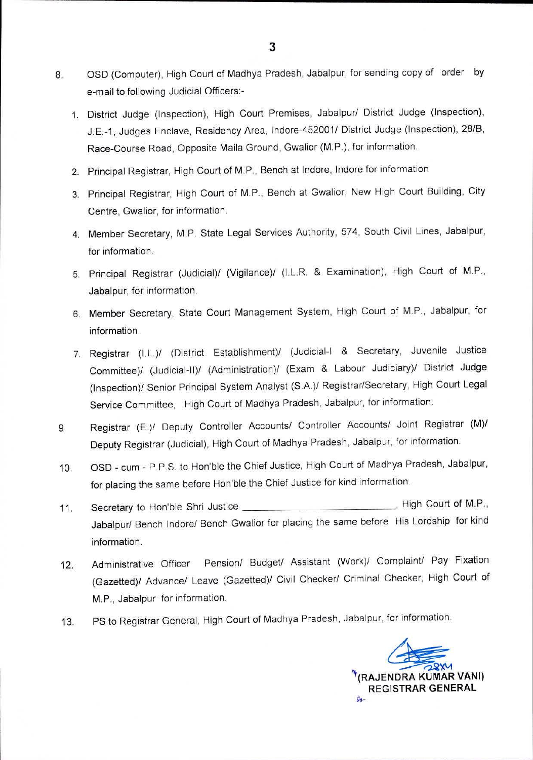8. OSD (Computer), High Court of Madhya Pradesh, Jabalpur, for sending copy of order by e-mail to following Judicial Officers:-

   1. District Judge (Inspection), High Court Premises, Jabalpur/ District Judge (Inspection), J.E.-1, Judges Enclave, Residency Area, Indore-452001/ District Judge (Inspection), 28/B, Race-Course Road, Opposite Maila Ground, Gwalior (M.P.), for information.
   2. Principal Registrar, High Court of M.P., Bench at Indore, Indore for information
   3. Principal Registrar, High Court of M.P., Bench at Gwalior, New High Court Building, City Centre, Gwalior, for information.
   4. Member Secretary, M.P. State Legal Services Authority, 574, South Civil Lines, Jabalpur, for information.
   5. Principal Registrar (Judicial)/ (Vigilance)/ (I.L.R. & Examination), High Court of M.P., Jabalpur, for information.
   6. Member Secretary, State Court Management System, High Court of M.P., Jabalpur, for information.
   7. Registrar (I.L.)/ (District Establishment)/ (Judicial-I & Secretary, Juvenile Justice Committee)/ (Judicial-II)/ (Administration)/ (Exam & Labour Judiciary)/ District Judge (Inspection)/ Senior Principal System Analyst (S.A.)/ Registrar/Secretary, High Court Legal Service Committee, High Court of Madhya Pradesh, Jabalpur, for information.

9. Registrar (E.)/ Deputy Controller Accounts/ Controller Accounts/ Joint Registrar (M)/ Deputy Registrar (Judicial), High Court of Madhya Pradesh, Jabalpur, for information.

10. OSD - cum - P.P.S. to Hon'ble the Chief Justice, High Court of Madhya Pradesh, Jabalpur, for placing the same before Hon'ble the Chief Justice for kind information.

11. Secretary to Hon'ble Shri Justice \_\_\_\_\_\_\_\_\_\_\_\_\_\_\_\_\_\_\_\_\_\_\_\_\_\_\_\_, High Court of M.P., Jabalpur/ Bench Indore/ Bench Gwalior for placing the same before His Lordship for kind information.

12. Administrative Officer Pension/ Budget/ Assistant (Work)/ Complaint/ Pay Fixation (Gazetted)/ Advance/ Leave (Gazetted)/ Civil Checker/ Criminal Checker, High Court of M.P., Jabalpur for information.

13. PS to Registrar General, High Court of Madhya Pradesh, Jabalpur, for information.

(RAJENDRA KUMAR VANI)
REGISTRAR GENERAL